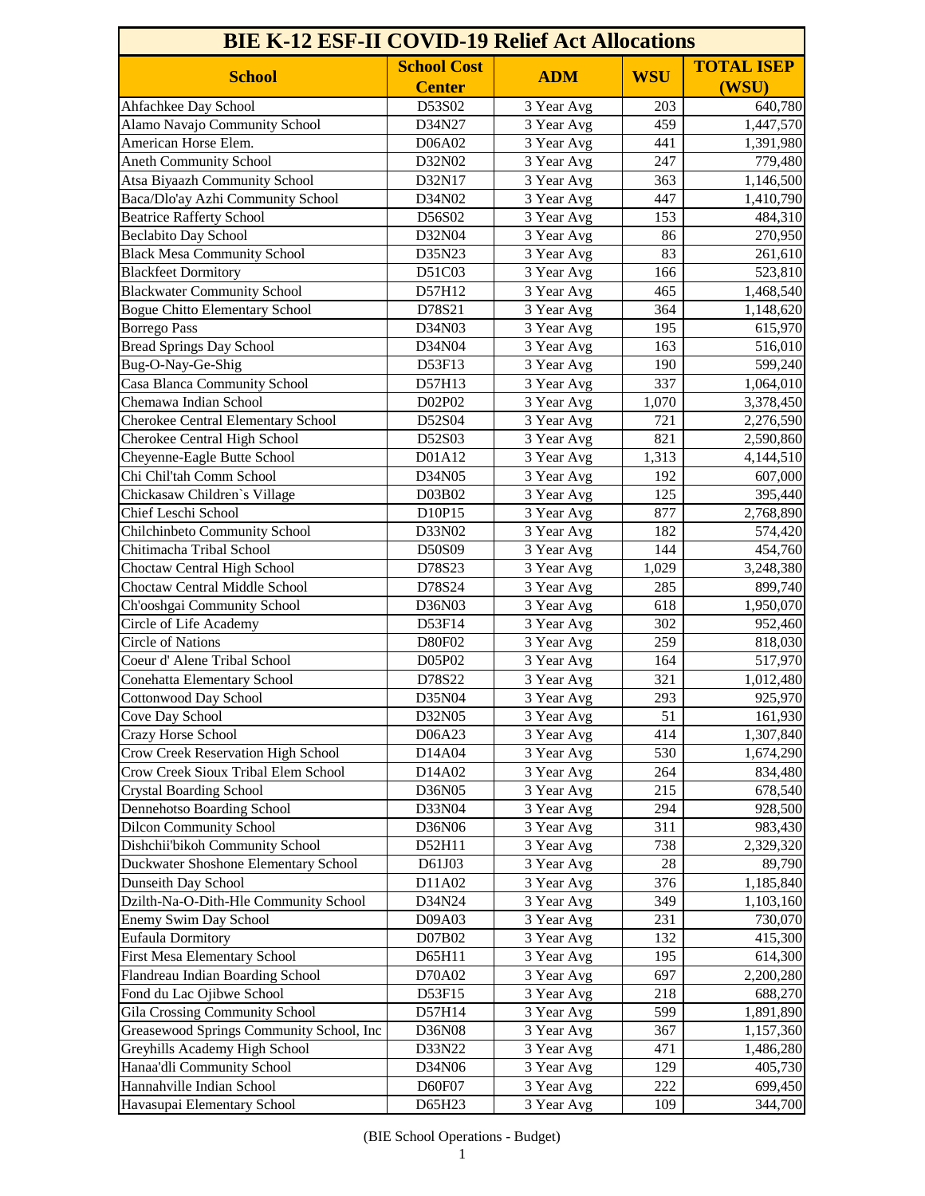# BIE K-12 ESF-II COVID-19 Relief Act Allocations

| School | School Cost Center | ADM | WSU | TOTAL ISEP (WSU) |
|---|---|---|---|---|
| Ahfachkee Day School | D53S02 | 3 Year Avg | 203 | 640,780 |
| Alamo Navajo Community School | D34N27 | 3 Year Avg | 459 | 1,447,570 |
| American Horse Elem. | D06A02 | 3 Year Avg | 441 | 1,391,980 |
| Aneth Community School | D32N02 | 3 Year Avg | 247 | 779,480 |
| Atsa Biyaazh Community School | D32N17 | 3 Year Avg | 363 | 1,146,500 |
| Baca/Dlo'ay Azhi Community School | D34N02 | 3 Year Avg | 447 | 1,410,790 |
| Beatrice Rafferty School | D56S02 | 3 Year Avg | 153 | 484,310 |
| Beclabito Day School | D32N04 | 3 Year Avg | 86 | 270,950 |
| Black Mesa Community School | D35N23 | 3 Year Avg | 83 | 261,610 |
| Blackfeet Dormitory | D51C03 | 3 Year Avg | 166 | 523,810 |
| Blackwater Community School | D57H12 | 3 Year Avg | 465 | 1,468,540 |
| Bogue Chitto Elementary School | D78S21 | 3 Year Avg | 364 | 1,148,620 |
| Borrego Pass | D34N03 | 3 Year Avg | 195 | 615,970 |
| Bread Springs Day School | D34N04 | 3 Year Avg | 163 | 516,010 |
| Bug-O-Nay-Ge-Shig | D53F13 | 3 Year Avg | 190 | 599,240 |
| Casa Blanca Community School | D57H13 | 3 Year Avg | 337 | 1,064,010 |
| Chemawa Indian School | D02P02 | 3 Year Avg | 1,070 | 3,378,450 |
| Cherokee Central Elementary School | D52S04 | 3 Year Avg | 721 | 2,276,590 |
| Cherokee Central High School | D52S03 | 3 Year Avg | 821 | 2,590,860 |
| Cheyenne-Eagle Butte School | D01A12 | 3 Year Avg | 1,313 | 4,144,510 |
| Chi Chil'tah Comm School | D34N05 | 3 Year Avg | 192 | 607,000 |
| Chickasaw Children`s Village | D03B02 | 3 Year Avg | 125 | 395,440 |
| Chief Leschi School | D10P15 | 3 Year Avg | 877 | 2,768,890 |
| Chilchinbeto Community School | D33N02 | 3 Year Avg | 182 | 574,420 |
| Chitimacha Tribal School | D50S09 | 3 Year Avg | 144 | 454,760 |
| Choctaw Central High School | D78S23 | 3 Year Avg | 1,029 | 3,248,380 |
| Choctaw Central Middle School | D78S24 | 3 Year Avg | 285 | 899,740 |
| Ch'ooshgai Community School | D36N03 | 3 Year Avg | 618 | 1,950,070 |
| Circle of Life Academy | D53F14 | 3 Year Avg | 302 | 952,460 |
| Circle of Nations | D80F02 | 3 Year Avg | 259 | 818,030 |
| Coeur d' Alene Tribal School | D05P02 | 3 Year Avg | 164 | 517,970 |
| Conehatta Elementary School | D78S22 | 3 Year Avg | 321 | 1,012,480 |
| Cottonwood Day School | D35N04 | 3 Year Avg | 293 | 925,970 |
| Cove Day School | D32N05 | 3 Year Avg | 51 | 161,930 |
| Crazy Horse School | D06A23 | 3 Year Avg | 414 | 1,307,840 |
| Crow Creek Reservation High School | D14A04 | 3 Year Avg | 530 | 1,674,290 |
| Crow Creek Sioux Tribal Elem School | D14A02 | 3 Year Avg | 264 | 834,480 |
| Crystal Boarding School | D36N05 | 3 Year Avg | 215 | 678,540 |
| Dennehotso Boarding School | D33N04 | 3 Year Avg | 294 | 928,500 |
| Dilcon Community School | D36N06 | 3 Year Avg | 311 | 983,430 |
| Dishchii'bikoh Community School | D52H11 | 3 Year Avg | 738 | 2,329,320 |
| Duckwater Shoshone Elementary School | D61J03 | 3 Year Avg | 28 | 89,790 |
| Dunseith Day School | D11A02 | 3 Year Avg | 376 | 1,185,840 |
| Dzilth-Na-O-Dith-Hle Community School | D34N24 | 3 Year Avg | 349 | 1,103,160 |
| Enemy Swim Day School | D09A03 | 3 Year Avg | 231 | 730,070 |
| Eufaula Dormitory | D07B02 | 3 Year Avg | 132 | 415,300 |
| First Mesa Elementary School | D65H11 | 3 Year Avg | 195 | 614,300 |
| Flandreau Indian Boarding School | D70A02 | 3 Year Avg | 697 | 2,200,280 |
| Fond du Lac Ojibwe School | D53F15 | 3 Year Avg | 218 | 688,270 |
| Gila Crossing Community School | D57H14 | 3 Year Avg | 599 | 1,891,890 |
| Greasewood Springs Community School, Inc | D36N08 | 3 Year Avg | 367 | 1,157,360 |
| Greyhills Academy High School | D33N22 | 3 Year Avg | 471 | 1,486,280 |
| Hanaa'dli Community School | D34N06 | 3 Year Avg | 129 | 405,730 |
| Hannahville Indian School | D60F07 | 3 Year Avg | 222 | 699,450 |
| Havasupai Elementary School | D65H23 | 3 Year Avg | 109 | 344,700 |

(BIE School Operations - Budget)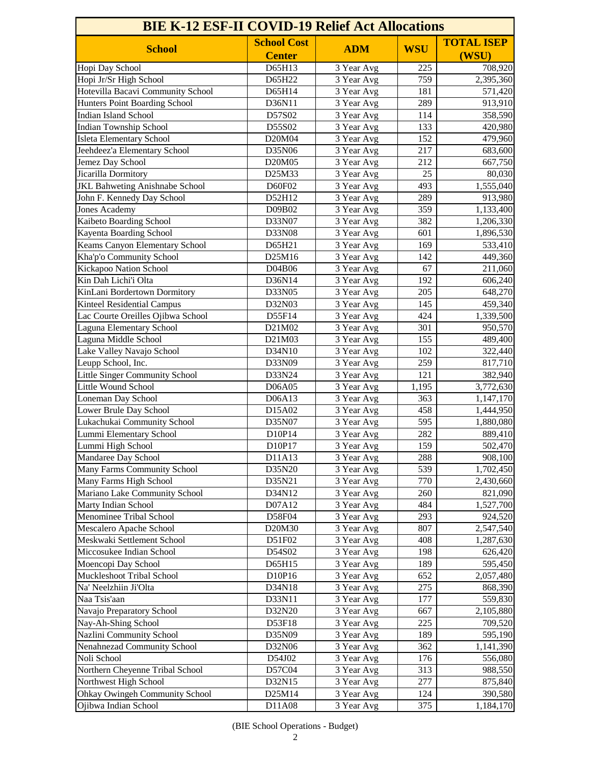# BIE K-12 ESF-II COVID-19 Relief Act Allocations

| School | School Cost Center | ADM | WSU | TOTAL ISEP (WSU) |
|---|---|---|---|---|
| Hopi Day School | D65H13 | 3 Year Avg | 225 | 708,920 |
| Hopi Jr/Sr High School | D65H22 | 3 Year Avg | 759 | 2,395,360 |
| Hotevilla Bacavi Community School | D65H14 | 3 Year Avg | 181 | 571,420 |
| Hunters Point Boarding School | D36N11 | 3 Year Avg | 289 | 913,910 |
| Indian Island School | D57S02 | 3 Year Avg | 114 | 358,590 |
| Indian Township School | D55S02 | 3 Year Avg | 133 | 420,980 |
| Isleta Elementary School | D20M04 | 3 Year Avg | 152 | 479,960 |
| Jeehdeez'a Elementary School | D35N06 | 3 Year Avg | 217 | 683,600 |
| Jemez Day School | D20M05 | 3 Year Avg | 212 | 667,750 |
| Jicarilla Dormitory | D25M33 | 3 Year Avg | 25 | 80,030 |
| JKL Bahweting Anishnabe School | D60F02 | 3 Year Avg | 493 | 1,555,040 |
| John F. Kennedy Day School | D52H12 | 3 Year Avg | 289 | 913,980 |
| Jones Academy | D09B02 | 3 Year Avg | 359 | 1,133,400 |
| Kaibeto Boarding School | D33N07 | 3 Year Avg | 382 | 1,206,330 |
| Kayenta Boarding School | D33N08 | 3 Year Avg | 601 | 1,896,530 |
| Keams Canyon Elementary School | D65H21 | 3 Year Avg | 169 | 533,410 |
| Kha'p'o Community School | D25M16 | 3 Year Avg | 142 | 449,360 |
| Kickapoo Nation School | D04B06 | 3 Year Avg | 67 | 211,060 |
| Kin Dah Lichi'i Olta | D36N14 | 3 Year Avg | 192 | 606,240 |
| KinLani Bordertown Dormitory | D33N05 | 3 Year Avg | 205 | 648,270 |
| Kinteel Residential Campus | D32N03 | 3 Year Avg | 145 | 459,340 |
| Lac Courte Oreilles Ojibwa School | D55F14 | 3 Year Avg | 424 | 1,339,500 |
| Laguna Elementary School | D21M02 | 3 Year Avg | 301 | 950,570 |
| Laguna Middle School | D21M03 | 3 Year Avg | 155 | 489,400 |
| Lake Valley Navajo School | D34N10 | 3 Year Avg | 102 | 322,440 |
| Leupp School, Inc. | D33N09 | 3 Year Avg | 259 | 817,710 |
| Little Singer Community School | D33N24 | 3 Year Avg | 121 | 382,940 |
| Little Wound School | D06A05 | 3 Year Avg | 1,195 | 3,772,630 |
| Loneman Day School | D06A13 | 3 Year Avg | 363 | 1,147,170 |
| Lower Brule Day School | D15A02 | 3 Year Avg | 458 | 1,444,950 |
| Lukachukai Community School | D35N07 | 3 Year Avg | 595 | 1,880,080 |
| Lummi Elementary School | D10P14 | 3 Year Avg | 282 | 889,410 |
| Lummi High School | D10P17 | 3 Year Avg | 159 | 502,470 |
| Mandaree Day School | D11A13 | 3 Year Avg | 288 | 908,100 |
| Many Farms Community School | D35N20 | 3 Year Avg | 539 | 1,702,450 |
| Many Farms High School | D35N21 | 3 Year Avg | 770 | 2,430,660 |
| Mariano Lake Community School | D34N12 | 3 Year Avg | 260 | 821,090 |
| Marty Indian School | D07A12 | 3 Year Avg | 484 | 1,527,700 |
| Menominee Tribal School | D58F04 | 3 Year Avg | 293 | 924,520 |
| Mescalero Apache School | D20M30 | 3 Year Avg | 807 | 2,547,540 |
| Meskwaki Settlement School | D51F02 | 3 Year Avg | 408 | 1,287,630 |
| Miccosukee Indian School | D54S02 | 3 Year Avg | 198 | 626,420 |
| Moencopi Day School | D65H15 | 3 Year Avg | 189 | 595,450 |
| Muckleshoot Tribal School | D10P16 | 3 Year Avg | 652 | 2,057,480 |
| Na' Neelzhiin Ji'Olta | D34N18 | 3 Year Avg | 275 | 868,390 |
| Naa Tsis'aan | D33N11 | 3 Year Avg | 177 | 559,830 |
| Navajo Preparatory School | D32N20 | 3 Year Avg | 667 | 2,105,880 |
| Nay-Ah-Shing School | D53F18 | 3 Year Avg | 225 | 709,520 |
| Nazlini Community School | D35N09 | 3 Year Avg | 189 | 595,190 |
| Nenahnezad Community School | D32N06 | 3 Year Avg | 362 | 1,141,390 |
| Noli School | D54J02 | 3 Year Avg | 176 | 556,080 |
| Northern Cheyenne Tribal School | D57C04 | 3 Year Avg | 313 | 988,550 |
| Northwest High School | D32N15 | 3 Year Avg | 277 | 875,840 |
| Ohkay Owingeh Community School | D25M14 | 3 Year Avg | 124 | 390,580 |
| Ojibwa Indian School | D11A08 | 3 Year Avg | 375 | 1,184,170 |

(BIE School Operations - Budget)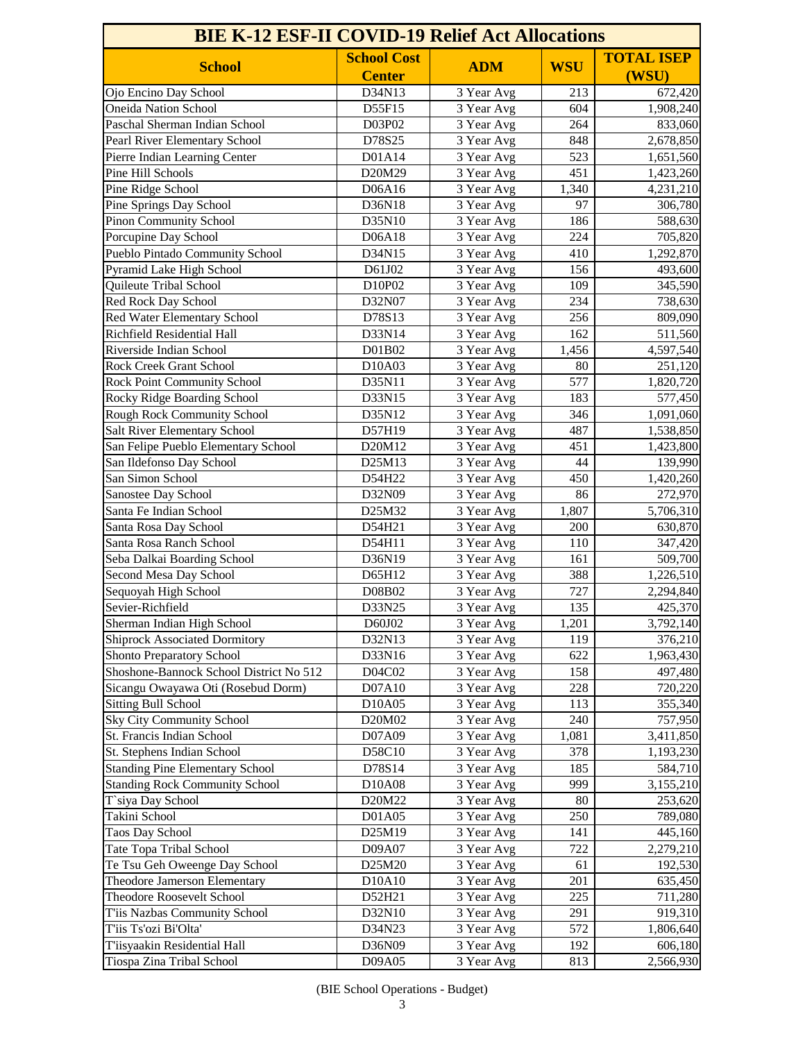# BIE K-12 ESF-II COVID-19 Relief Act Allocations

| School | School Cost Center | ADM | WSU | TOTAL ISEP (WSU) |
| --- | --- | --- | --- | --- |
| Ojo Encino Day School | D34N13 | 3 Year Avg | 213 | 672,420 |
| Oneida Nation School | D55F15 | 3 Year Avg | 604 | 1,908,240 |
| Paschal Sherman Indian School | D03P02 | 3 Year Avg | 264 | 833,060 |
| Pearl River Elementary School | D78S25 | 3 Year Avg | 848 | 2,678,850 |
| Pierre Indian Learning Center | D01A14 | 3 Year Avg | 523 | 1,651,560 |
| Pine Hill Schools | D20M29 | 3 Year Avg | 451 | 1,423,260 |
| Pine Ridge School | D06A16 | 3 Year Avg | 1,340 | 4,231,210 |
| Pine Springs Day School | D36N18 | 3 Year Avg | 97 | 306,780 |
| Pinon Community School | D35N10 | 3 Year Avg | 186 | 588,630 |
| Porcupine Day School | D06A18 | 3 Year Avg | 224 | 705,820 |
| Pueblo Pintado Community School | D34N15 | 3 Year Avg | 410 | 1,292,870 |
| Pyramid Lake High School | D61J02 | 3 Year Avg | 156 | 493,600 |
| Quileute Tribal School | D10P02 | 3 Year Avg | 109 | 345,590 |
| Red Rock Day School | D32N07 | 3 Year Avg | 234 | 738,630 |
| Red Water Elementary School | D78S13 | 3 Year Avg | 256 | 809,090 |
| Richfield Residential Hall | D33N14 | 3 Year Avg | 162 | 511,560 |
| Riverside Indian School | D01B02 | 3 Year Avg | 1,456 | 4,597,540 |
| Rock Creek Grant School | D10A03 | 3 Year Avg | 80 | 251,120 |
| Rock Point Community School | D35N11 | 3 Year Avg | 577 | 1,820,720 |
| Rocky Ridge Boarding School | D33N15 | 3 Year Avg | 183 | 577,450 |
| Rough Rock Community School | D35N12 | 3 Year Avg | 346 | 1,091,060 |
| Salt River Elementary School | D57H19 | 3 Year Avg | 487 | 1,538,850 |
| San Felipe Pueblo Elementary School | D20M12 | 3 Year Avg | 451 | 1,423,800 |
| San Ildefonso Day School | D25M13 | 3 Year Avg | 44 | 139,990 |
| San Simon School | D54H22 | 3 Year Avg | 450 | 1,420,260 |
| Sanostee Day School | D32N09 | 3 Year Avg | 86 | 272,970 |
| Santa Fe Indian School | D25M32 | 3 Year Avg | 1,807 | 5,706,310 |
| Santa Rosa Day School | D54H21 | 3 Year Avg | 200 | 630,870 |
| Santa Rosa Ranch School | D54H11 | 3 Year Avg | 110 | 347,420 |
| Seba Dalkai Boarding School | D36N19 | 3 Year Avg | 161 | 509,700 |
| Second Mesa Day School | D65H12 | 3 Year Avg | 388 | 1,226,510 |
| Sequoyah High School | D08B02 | 3 Year Avg | 727 | 2,294,840 |
| Sevier-Richfield | D33N25 | 3 Year Avg | 135 | 425,370 |
| Sherman Indian High School | D60J02 | 3 Year Avg | 1,201 | 3,792,140 |
| Shiprock Associated Dormitory | D32N13 | 3 Year Avg | 119 | 376,210 |
| Shonto Preparatory School | D33N16 | 3 Year Avg | 622 | 1,963,430 |
| Shoshone-Bannock School District No 512 | D04C02 | 3 Year Avg | 158 | 497,480 |
| Sicangu Owayawa Oti (Rosebud Dorm) | D07A10 | 3 Year Avg | 228 | 720,220 |
| Sitting Bull School | D10A05 | 3 Year Avg | 113 | 355,340 |
| Sky City Community School | D20M02 | 3 Year Avg | 240 | 757,950 |
| St. Francis Indian School | D07A09 | 3 Year Avg | 1,081 | 3,411,850 |
| St. Stephens Indian School | D58C10 | 3 Year Avg | 378 | 1,193,230 |
| Standing Pine Elementary School | D78S14 | 3 Year Avg | 185 | 584,710 |
| Standing Rock Community School | D10A08 | 3 Year Avg | 999 | 3,155,210 |
| T`siya Day School | D20M22 | 3 Year Avg | 80 | 253,620 |
| Takini School | D01A05 | 3 Year Avg | 250 | 789,080 |
| Taos Day School | D25M19 | 3 Year Avg | 141 | 445,160 |
| Tate Topa Tribal School | D09A07 | 3 Year Avg | 722 | 2,279,210 |
| Te Tsu Geh Oweenge Day School | D25M20 | 3 Year Avg | 61 | 192,530 |
| Theodore Jamerson Elementary | D10A10 | 3 Year Avg | 201 | 635,450 |
| Theodore Roosevelt School | D52H21 | 3 Year Avg | 225 | 711,280 |
| T'iis Nazbas Community School | D32N10 | 3 Year Avg | 291 | 919,310 |
| T'iis Ts'ozi Bi'Olta' | D34N23 | 3 Year Avg | 572 | 1,806,640 |
| T'iisyaakin Residential Hall | D36N09 | 3 Year Avg | 192 | 606,180 |
| Tiospa Zina Tribal School | D09A05 | 3 Year Avg | 813 | 2,566,930 |

(BIE School Operations - Budget)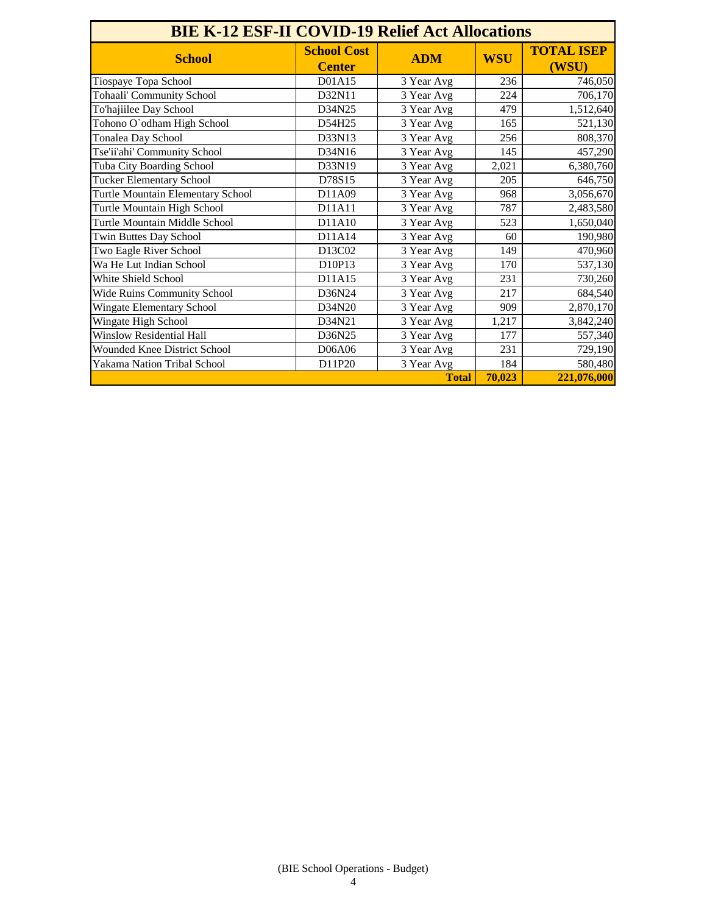## BIE K-12 ESF-II COVID-19 Relief Act Allocations

| School | School Cost Center | ADM | WSU | TOTAL ISEP (WSU) |
|---|---|---|---|---|
| Tiospaye Topa School | D01A15 | 3 Year Avg | 236 | 746,050 |
| Tohaali' Community School | D32N11 | 3 Year Avg | 224 | 706,170 |
| To'hajiilee Day School | D34N25 | 3 Year Avg | 479 | 1,512,640 |
| Tohono O`odham High School | D54H25 | 3 Year Avg | 165 | 521,130 |
| Tonalea Day School | D33N13 | 3 Year Avg | 256 | 808,370 |
| Tse'ii'ahi' Community School | D34N16 | 3 Year Avg | 145 | 457,290 |
| Tuba City Boarding School | D33N19 | 3 Year Avg | 2,021 | 6,380,760 |
| Tucker Elementary School | D78S15 | 3 Year Avg | 205 | 646,750 |
| Turtle Mountain Elementary School | D11A09 | 3 Year Avg | 968 | 3,056,670 |
| Turtle Mountain High School | D11A11 | 3 Year Avg | 787 | 2,483,580 |
| Turtle Mountain Middle School | D11A10 | 3 Year Avg | 523 | 1,650,040 |
| Twin Buttes Day School | D11A14 | 3 Year Avg | 60 | 190,980 |
| Two Eagle River School | D13C02 | 3 Year Avg | 149 | 470,960 |
| Wa He Lut Indian School | D10P13 | 3 Year Avg | 170 | 537,130 |
| White Shield School | D11A15 | 3 Year Avg | 231 | 730,260 |
| Wide Ruins Community School | D36N24 | 3 Year Avg | 217 | 684,540 |
| Wingate Elementary School | D34N20 | 3 Year Avg | 909 | 2,870,170 |
| Wingate High School | D34N21 | 3 Year Avg | 1,217 | 3,842,240 |
| Winslow Residential Hall | D36N25 | 3 Year Avg | 177 | 557,340 |
| Wounded Knee District School | D06A06 | 3 Year Avg | 231 | 729,190 |
| Yakama Nation Tribal School | D11P20 | 3 Year Avg | 184 | 580,480 |
| | | **Total** | **70,023** | **221,076,000** |

(BIE School Operations - Budget)